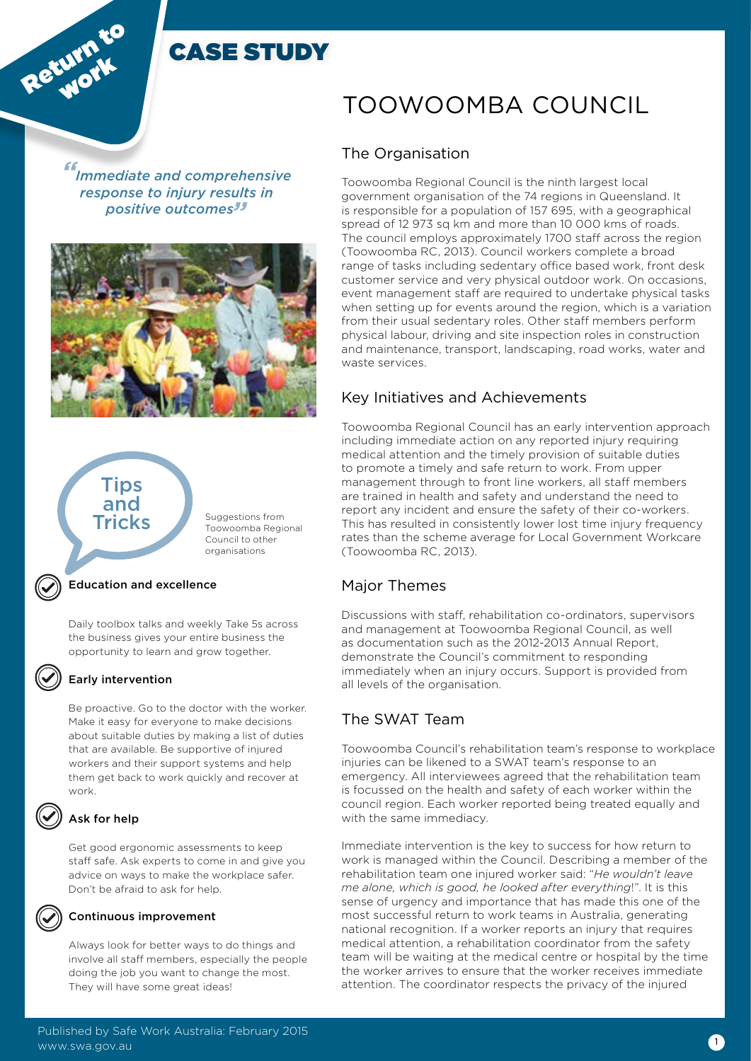Return to work

# CASE STUDY

# TOOWOOMBA COUNCIL

*"Immediate and comprehensive response to injury results in positive outcomes"*

## The Organisation

Toowoomba Regional Council is the ninth largest local government organisation of the 74 regions in Queensland. It is responsible for a population of 157 695, with a geographical spread of 12 973 sq km and more than 10 000 kms of roads. The council employs approximately 1700 staff across the region (Toowoomba RC, 2013). Council workers complete a broad range of tasks including sedentary office based work, front desk customer service and very physical outdoor work. On occasions, event management staff are required to undertake physical tasks when setting up for events around the region, which is a variation from their usual sedentary roles. Other staff members perform physical labour, driving and site inspection roles in construction and maintenance, transport, landscaping, road works, water and waste services.

## Key Initiatives and Achievements

Toowoomba Regional Council has an early intervention approach including immediate action on any reported injury requiring medical attention and the timely provision of suitable duties to promote a timely and safe return to work. From upper management through to front line workers, all staff members are trained in health and safety and understand the need to report any incident and ensure the safety of their co-workers. This has resulted in consistently lower lost time injury frequency rates than the scheme average for Local Government Workcare (Toowoomba RC, 2013).

## Major Themes

Discussions with staff, rehabilitation co-ordinators, supervisors and management at Toowoomba Regional Council, as well as documentation such as the 2012-2013 Annual Report, demonstrate the Council's commitment to responding immediately when an injury occurs. Support is provided from all levels of the organisation.

## The SWAT Team

Toowoomba Council's rehabilitation team's response to workplace injuries can be likened to a SWAT team's response to an emergency. All interviewees agreed that the rehabilitation team is focussed on the health and safety of each worker within the council region. Each worker reported being treated equally and with the same immediacy.

Immediate intervention is the key to success for how return to work is managed within the Council. Describing a member of the rehabilitation team one injured worker said: "*He wouldn't leave me alone, which is good, he looked after everything*!". It is this sense of urgency and importance that has made this one of the most successful return to work teams in Australia, generating national recognition. If a worker reports an injury that requires medical attention, a rehabilitation coordinator from the safety team will be waiting at the medical centre or hospital by the time the worker arrives to ensure that the worker receives immediate attention. The coordinator respects the privacy of the injured

## Tips and Tricks

Suggestions from Toowoomba Regional Council to other organisations

### Education and excellence

Daily toolbox talks and weekly Take 5s across the business gives your entire business the opportunity to learn and grow together.

### Early intervention

Be proactive. Go to the doctor with the worker. Make it easy for everyone to make decisions about suitable duties by making a list of duties that are available. Be supportive of injured workers and their support systems and help them get back to work quickly and recover at work.

### Ask for help

Get good ergonomic assessments to keep staff safe. Ask experts to come in and give you advice on ways to make the workplace safer. Don't be afraid to ask for help.

### Continuous improvement

Always look for better ways to do things and involve all staff members, especially the people doing the job you want to change the most. They will have some great ideas!

Published by Safe Work Australia: February 2015
www.swa.gov.au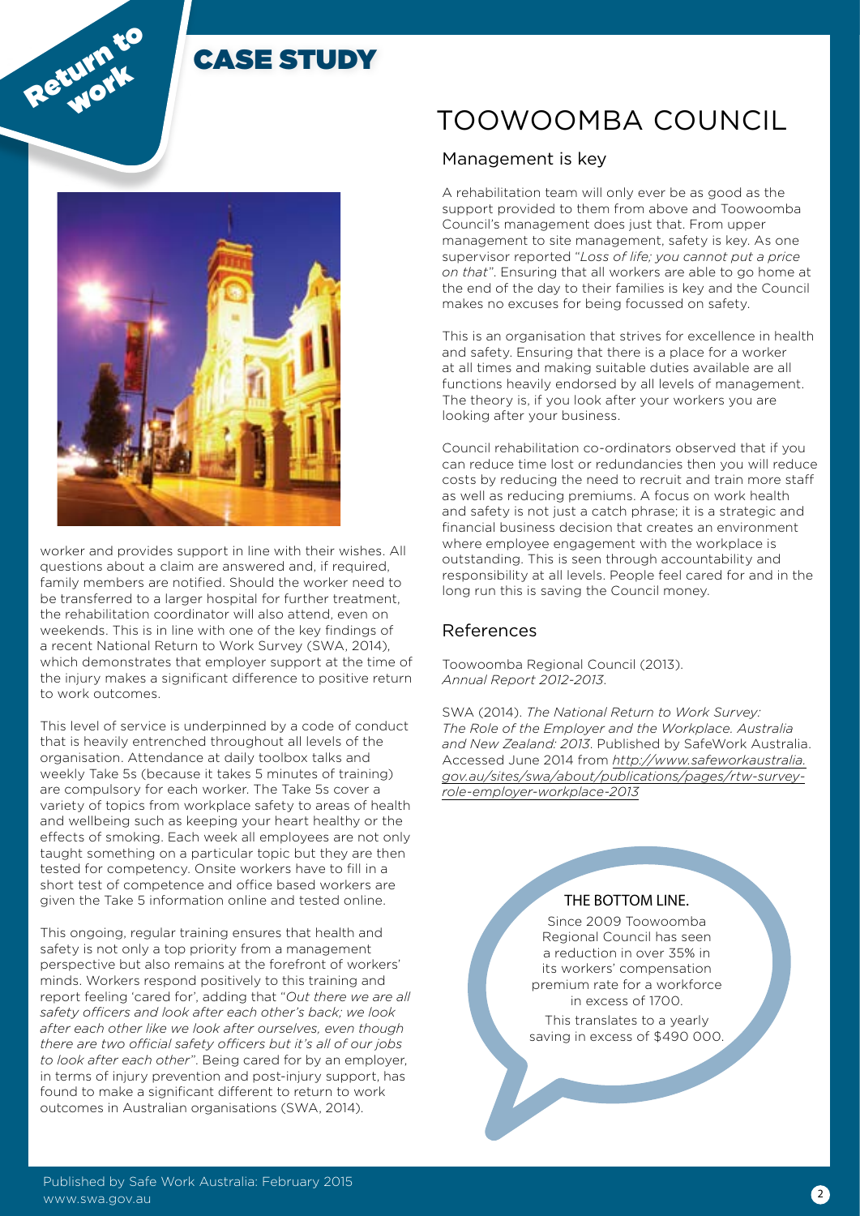Return to work

# CASE STUDY

worker and provides support in line with their wishes. All questions about a claim are answered and, if required, family members are notified. Should the worker need to be transferred to a larger hospital for further treatment, the rehabilitation coordinator will also attend, even on weekends. This is in line with one of the key findings of a recent National Return to Work Survey (SWA, 2014), which demonstrates that employer support at the time of the injury makes a significant difference to positive return to work outcomes.

This level of service is underpinned by a code of conduct that is heavily entrenched throughout all levels of the organisation. Attendance at daily toolbox talks and weekly Take 5s (because it takes 5 minutes of training) are compulsory for each worker. The Take 5s cover a variety of topics from workplace safety to areas of health and wellbeing such as keeping your heart healthy or the effects of smoking. Each week all employees are not only taught something on a particular topic but they are then tested for competency. Onsite workers have to fill in a short test of competence and office based workers are given the Take 5 information online and tested online.

This ongoing, regular training ensures that health and safety is not only a top priority from a management perspective but also remains at the forefront of workers' minds. Workers respond positively to this training and report feeling 'cared for', adding that "*Out there we are all safety officers and look after each other's back; we look after each other like we look after ourselves, even though there are two official safety officers but it's all of our jobs to look after each other*". Being cared for by an employer, in terms of injury prevention and post-injury support, has found to make a significant different to return to work outcomes in Australian organisations (SWA, 2014).

# TOOWOOMBA COUNCIL

## Management is key

A rehabilitation team will only ever be as good as the support provided to them from above and Toowoomba Council's management does just that. From upper management to site management, safety is key. As one supervisor reported "*Loss of life; you cannot put a price on that*". Ensuring that all workers are able to go home at the end of the day to their families is key and the Council makes no excuses for being focussed on safety.

This is an organisation that strives for excellence in health and safety. Ensuring that there is a place for a worker at all times and making suitable duties available are all functions heavily endorsed by all levels of management. The theory is, if you look after your workers you are looking after your business.

Council rehabilitation co-ordinators observed that if you can reduce time lost or redundancies then you will reduce costs by reducing the need to recruit and train more staff as well as reducing premiums. A focus on work health and safety is not just a catch phrase; it is a strategic and financial business decision that creates an environment where employee engagement with the workplace is outstanding. This is seen through accountability and responsibility at all levels. People feel cared for and in the long run this is saving the Council money.

## References

Toowoomba Regional Council (2013). *Annual Report 2012-2013*.

SWA (2014). *The National Return to Work Survey: The Role of the Employer and the Workplace. Australia and New Zealand: 2013*. Published by SafeWork Australia. Accessed June 2014 from http://www.safeworkaustralia.gov.au/sites/swa/about/publications/pages/rtw-survey-role-employer-workplace-2013

**THE BOTTOM LINE.**

Since 2009 Toowoomba Regional Council has seen a reduction in over 35% in its workers' compensation premium rate for a workforce in excess of 1700.

This translates to a yearly saving in excess of $490 000.

Published by Safe Work Australia: February 2015
www.swa.gov.au